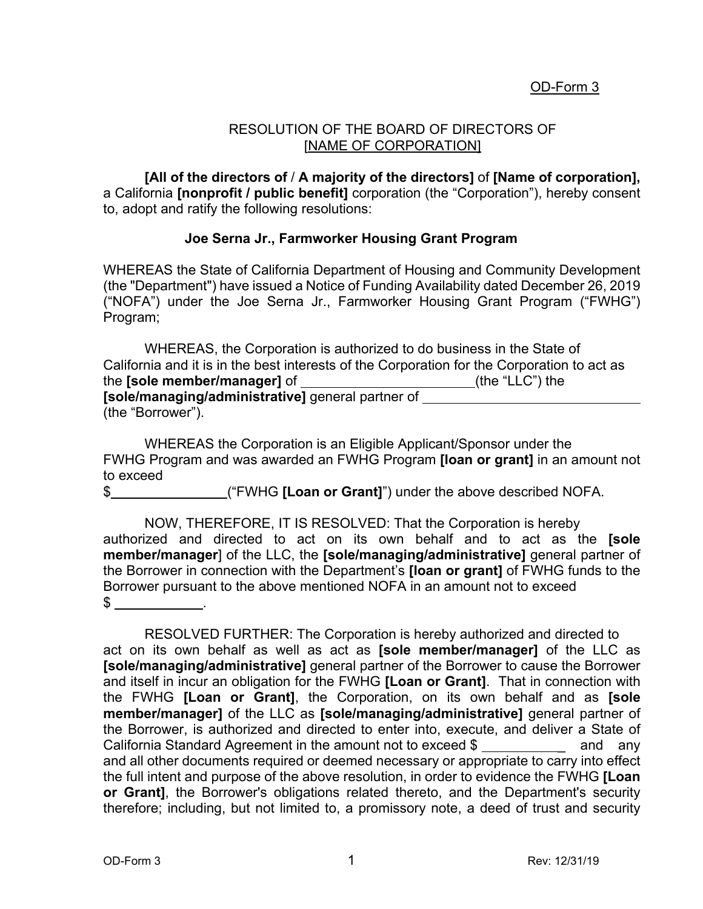OD-Form 3

RESOLUTION OF THE BOARD OF DIRECTORS OF
[NAME OF CORPORATION]

**[All of the directors of / A majority of the directors]** of **[Name of corporation],** a California **[nonprofit / public benefit]** corporation (the "Corporation"), hereby consent to, adopt and ratify the following resolutions:

**Joe Serna Jr., Farmworker Housing Grant Program**

WHEREAS the State of California Department of Housing and Community Development (the "Department") have issued a Notice of Funding Availability dated December 26, 2019 ("NOFA") under the Joe Serna Jr., Farmworker Housing Grant Program ("FWHG") Program;

WHEREAS, the Corporation is authorized to do business in the State of California and it is in the best interests of the Corporation for the Corporation to act as the **[sole member/manager]** of ______________________(the "LLC") the **[sole/managing/administrative]** general partner of ____________________________ (the "Borrower").

WHEREAS the Corporation is an Eligible Applicant/Sponsor under the FWHG Program and was awarded an FWHG Program **[loan or grant]** in an amount not to exceed
$_______________("FWHG **[Loan or Grant]**") under the above described NOFA.

NOW, THEREFORE, IT IS RESOLVED: That the Corporation is hereby authorized and directed to act on its own behalf and to act as the **[sole member/manager]** of the LLC, the **[sole/managing/administrative]** general partner of the Borrower in connection with the Department's **[loan or grant]** of FWHG funds to the Borrower pursuant to the above mentioned NOFA in an amount not to exceed
$ ___________.

RESOLVED FURTHER: The Corporation is hereby authorized and directed to act on its own behalf as well as act as **[sole member/manager]** of the LLC as **[sole/managing/administrative]** general partner of the Borrower to cause the Borrower and itself in incur an obligation for the FWHG **[Loan or Grant]**. That in connection with the FWHG **[Loan or Grant]**, the Corporation, on its own behalf and as **[sole member/manager]** of the LLC as **[sole/managing/administrative]** general partner of the Borrower, is authorized and directed to enter into, execute, and deliver a State of California Standard Agreement in the amount not to exceed $ ___________ and any and all other documents required or deemed necessary or appropriate to carry into effect the full intent and purpose of the above resolution, in order to evidence the FWHG **[Loan or Grant]**, the Borrower's obligations related thereto, and the Department's security therefore; including, but not limited to, a promissory note, a deed of trust and security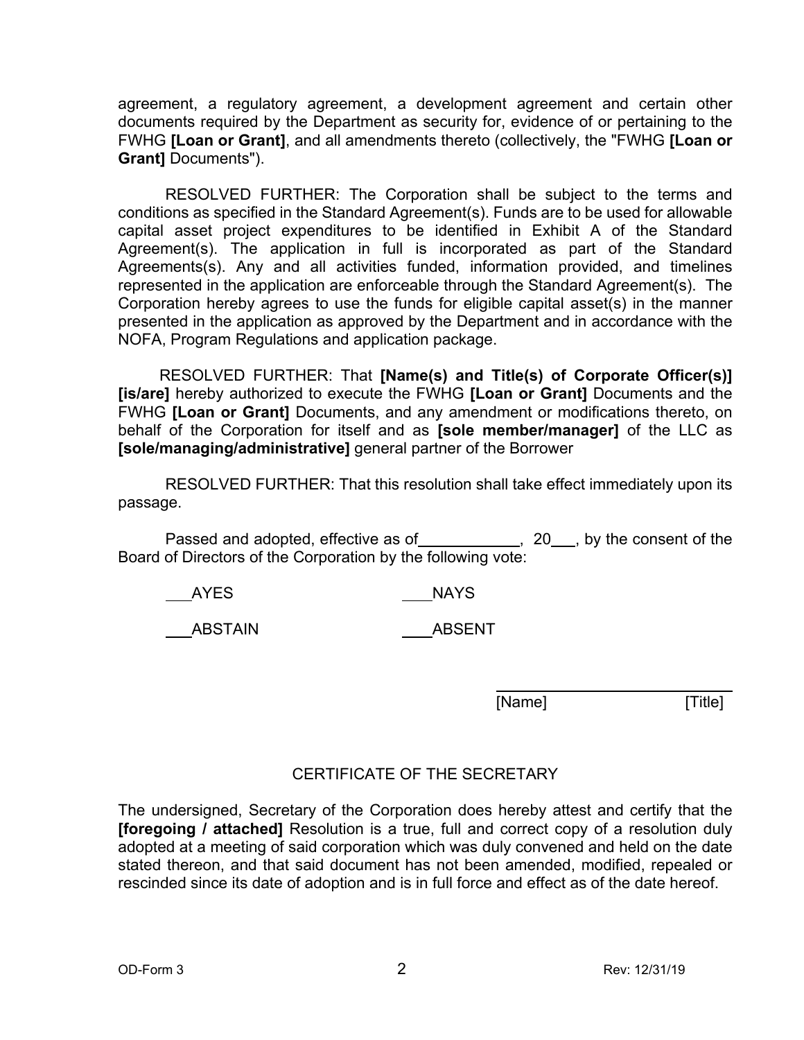agreement, a regulatory agreement, a development agreement and certain other documents required by the Department as security for, evidence of or pertaining to the FWHG **[Loan or Grant]**, and all amendments thereto (collectively, the "FWHG **[Loan or Grant]** Documents").

RESOLVED FURTHER: The Corporation shall be subject to the terms and conditions as specified in the Standard Agreement(s). Funds are to be used for allowable capital asset project expenditures to be identified in Exhibit A of the Standard Agreement(s). The application in full is incorporated as part of the Standard Agreements(s). Any and all activities funded, information provided, and timelines represented in the application are enforceable through the Standard Agreement(s). The Corporation hereby agrees to use the funds for eligible capital asset(s) in the manner presented in the application as approved by the Department and in accordance with the NOFA, Program Regulations and application package.

RESOLVED FURTHER: That **[Name(s) and Title(s) of Corporate Officer(s)] [is/are]** hereby authorized to execute the FWHG **[Loan or Grant]** Documents and the FWHG **[Loan or Grant]** Documents, and any amendment or modifications thereto, on behalf of the Corporation for itself and as **[sole member/manager]** of the LLC as **[sole/managing/administrative]** general partner of the Borrower

RESOLVED FURTHER: That this resolution shall take effect immediately upon its passage.

Passed and adopted, effective as of\_\_\_\_\_\_\_\_\_\_\_\_, 20\_\_\_, by the consent of the Board of Directors of the Corporation by the following vote:

\_\_\_AYES　　　　　\_\_\_\_NAYS

\_\_\_ABSTAIN　　　　\_\_\_\_ABSENT

\_\_\_\_\_\_\_\_\_\_\_\_\_\_\_\_\_\_\_\_\_\_\_\_\_\_\_\_
[Name]　　　　　　[Title]

## CERTIFICATE OF THE SECRETARY

The undersigned, Secretary of the Corporation does hereby attest and certify that the **[foregoing / attached]** Resolution is a true, full and correct copy of a resolution duly adopted at a meeting of said corporation which was duly convened and held on the date stated thereon, and that said document has not been amended, modified, repealed or rescinded since its date of adoption and is in full force and effect as of the date hereof.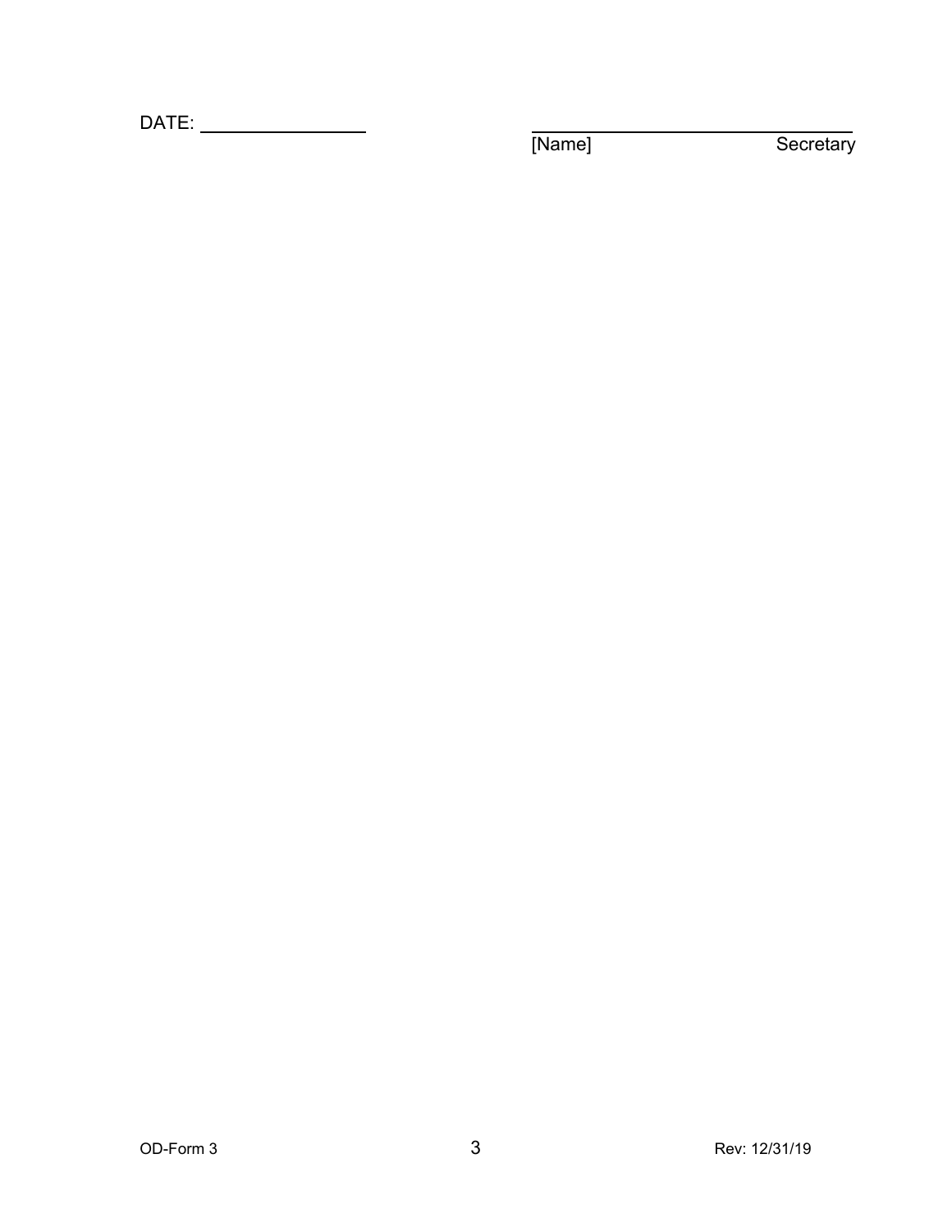DATE: ________________

________________________________
[Name] Secretary